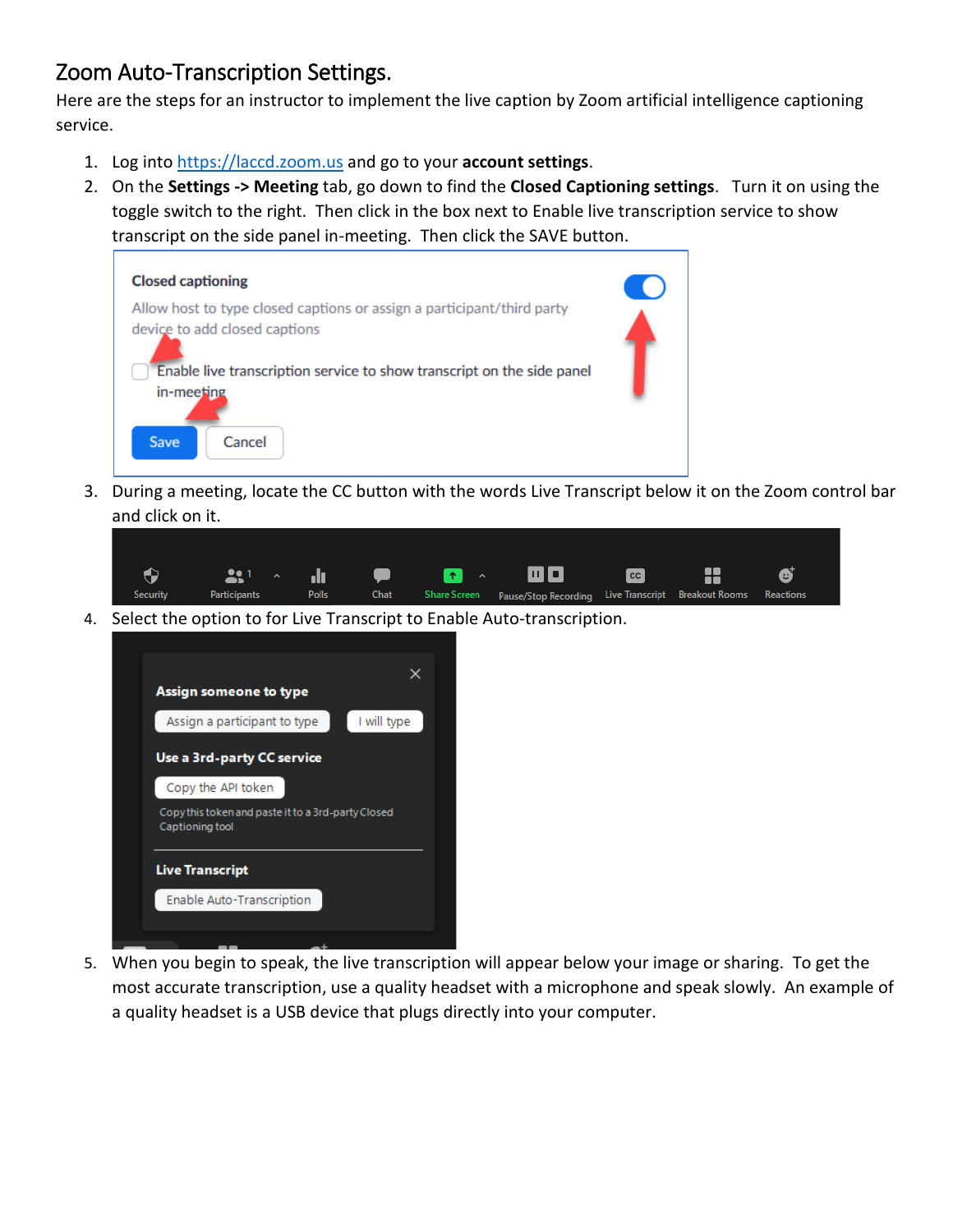# Zoom Auto-Transcription Settings.

Here are the steps for an instructor to implement the live caption by Zoom artificial intelligence captioning service.

1. Log into https://laccd.zoom.us and go to your **account settings**.
2. On the **Settings -> Meeting** tab, go down to find the **Closed Captioning settings**. Turn it on using the toggle switch to the right. Then click in the box next to Enable live transcription service to show transcript on the side panel in-meeting. Then click the SAVE button.
3. During a meeting, locate the CC button with the words Live Transcript below it on the Zoom control bar and click on it.
4. Select the option to for Live Transcript to Enable Auto-transcription.
5. When you begin to speak, the live transcription will appear below your image or sharing. To get the most accurate transcription, use a quality headset with a microphone and speak slowly. An example of a quality headset is a USB device that plugs directly into your computer.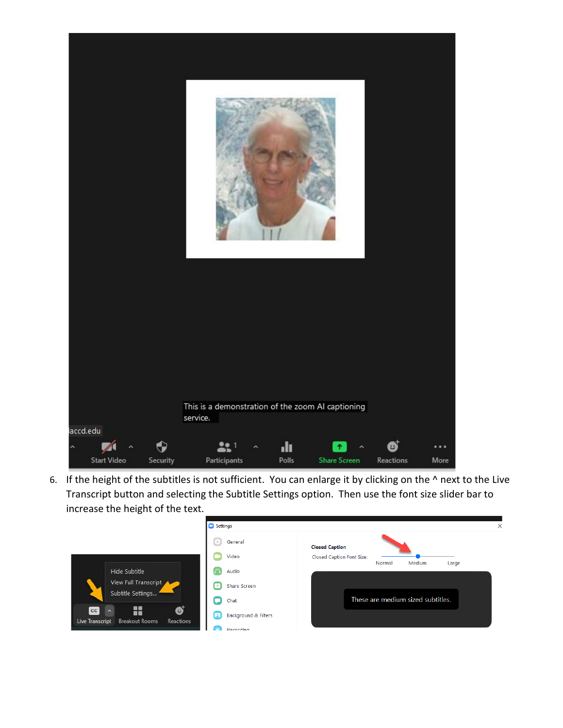6. If the height of the subtitles is not sufficient. You can enlarge it by clicking on the ^ next to the Live Transcript button and selecting the Subtitle Settings option. Then use the font size slider bar to increase the height of the text.